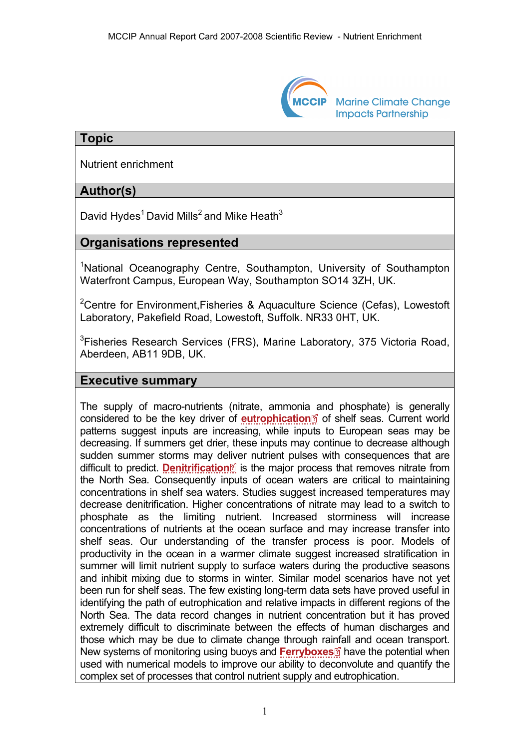## Topic

Nutrient enrichment

## Author(s)

David Hydes[1] David Mills[2] and Mike Heath[3]

## Organisations represented

[1]National Oceanography Centre, Southampton, University of Southampton Waterfront Campus, European Way, Southampton SO14 3ZH, UK.

[2]Centre for Environment,Fisheries & Aquaculture Science (Cefas), Lowestoft Laboratory, Pakefield Road, Lowestoft, Suffolk. NR33 0HT, UK.

[3]Fisheries Research Services (FRS), Marine Laboratory, 375 Victoria Road, Aberdeen, AB11 9DB, UK.

## Executive summary

The supply of macro-nutrients (nitrate, ammonia and phosphate) is generally considered to be the key driver of **eutrophication** of shelf seas. Current world patterns suggest inputs are increasing, while inputs to European seas may be decreasing. If summers get drier, these inputs may continue to decrease although sudden summer storms may deliver nutrient pulses with consequences that are difficult to predict. **Denitrification** is the major process that removes nitrate from the North Sea. Consequently inputs of ocean waters are critical to maintaining concentrations in shelf sea waters. Studies suggest increased temperatures may decrease denitrification. Higher concentrations of nitrate may lead to a switch to phosphate as the limiting nutrient. Increased storminess will increase concentrations of nutrients at the ocean surface and may increase transfer into shelf seas. Our understanding of the transfer process is poor. Models of productivity in the ocean in a warmer climate suggest increased stratification in summer will limit nutrient supply to surface waters during the productive seasons and inhibit mixing due to storms in winter. Similar model scenarios have not yet been run for shelf seas. The few existing long-term data sets have proved useful in identifying the path of eutrophication and relative impacts in different regions of the North Sea. The data record changes in nutrient concentration but it has proved extremely difficult to discriminate between the effects of human discharges and those which may be due to climate change through rainfall and ocean transport. New systems of monitoring using buoys and **Ferryboxes** have the potential when used with numerical models to improve our ability to deconvolute and quantify the complex set of processes that control nutrient supply and eutrophication.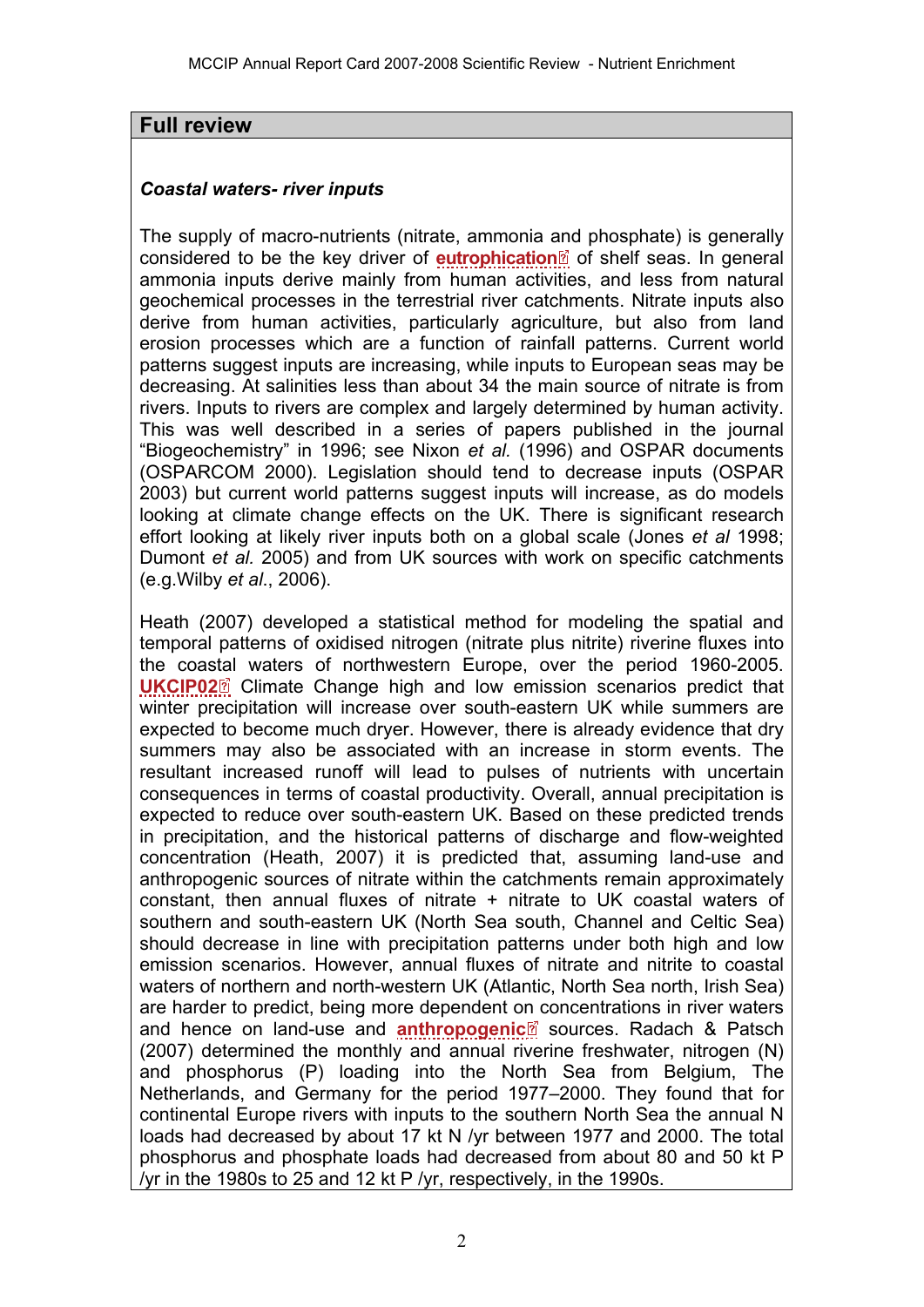## Full review

### *Coastal waters- river inputs*

The supply of macro-nutrients (nitrate, ammonia and phosphate) is generally considered to be the key driver of **eutrophication** of shelf seas. In general ammonia inputs derive mainly from human activities, and less from natural geochemical processes in the terrestrial river catchments. Nitrate inputs also derive from human activities, particularly agriculture, but also from land erosion processes which are a function of rainfall patterns. Current world patterns suggest inputs are increasing, while inputs to European seas may be decreasing. At salinities less than about 34 the main source of nitrate is from rivers. Inputs to rivers are complex and largely determined by human activity. This was well described in a series of papers published in the journal "Biogeochemistry" in 1996; see Nixon *et al.* (1996) and OSPAR documents (OSPARCOM 2000). Legislation should tend to decrease inputs (OSPAR 2003) but current world patterns suggest inputs will increase, as do models looking at climate change effects on the UK. There is significant research effort looking at likely river inputs both on a global scale (Jones *et al* 1998; Dumont *et al.* 2005) and from UK sources with work on specific catchments (e.g.Wilby *et al*., 2006).

Heath (2007) developed a statistical method for modeling the spatial and temporal patterns of oxidised nitrogen (nitrate plus nitrite) riverine fluxes into the coastal waters of northwestern Europe, over the period 1960-2005. **UKCIP02** Climate Change high and low emission scenarios predict that winter precipitation will increase over south-eastern UK while summers are expected to become much dryer. However, there is already evidence that dry summers may also be associated with an increase in storm events. The resultant increased runoff will lead to pulses of nutrients with uncertain consequences in terms of coastal productivity. Overall, annual precipitation is expected to reduce over south-eastern UK. Based on these predicted trends in precipitation, and the historical patterns of discharge and flow-weighted concentration (Heath, 2007) it is predicted that, assuming land-use and anthropogenic sources of nitrate within the catchments remain approximately constant, then annual fluxes of nitrate + nitrate to UK coastal waters of southern and south-eastern UK (North Sea south, Channel and Celtic Sea) should decrease in line with precipitation patterns under both high and low emission scenarios. However, annual fluxes of nitrate and nitrite to coastal waters of northern and north-western UK (Atlantic, North Sea north, Irish Sea) are harder to predict, being more dependent on concentrations in river waters and hence on land-use and **anthropogenic** sources. Radach & Patsch (2007) determined the monthly and annual riverine freshwater, nitrogen (N) and phosphorus (P) loading into the North Sea from Belgium, The Netherlands, and Germany for the period 1977–2000. They found that for continental Europe rivers with inputs to the southern North Sea the annual N loads had decreased by about 17 kt N /yr between 1977 and 2000. The total phosphorus and phosphate loads had decreased from about 80 and 50 kt P /yr in the 1980s to 25 and 12 kt P /yr, respectively, in the 1990s.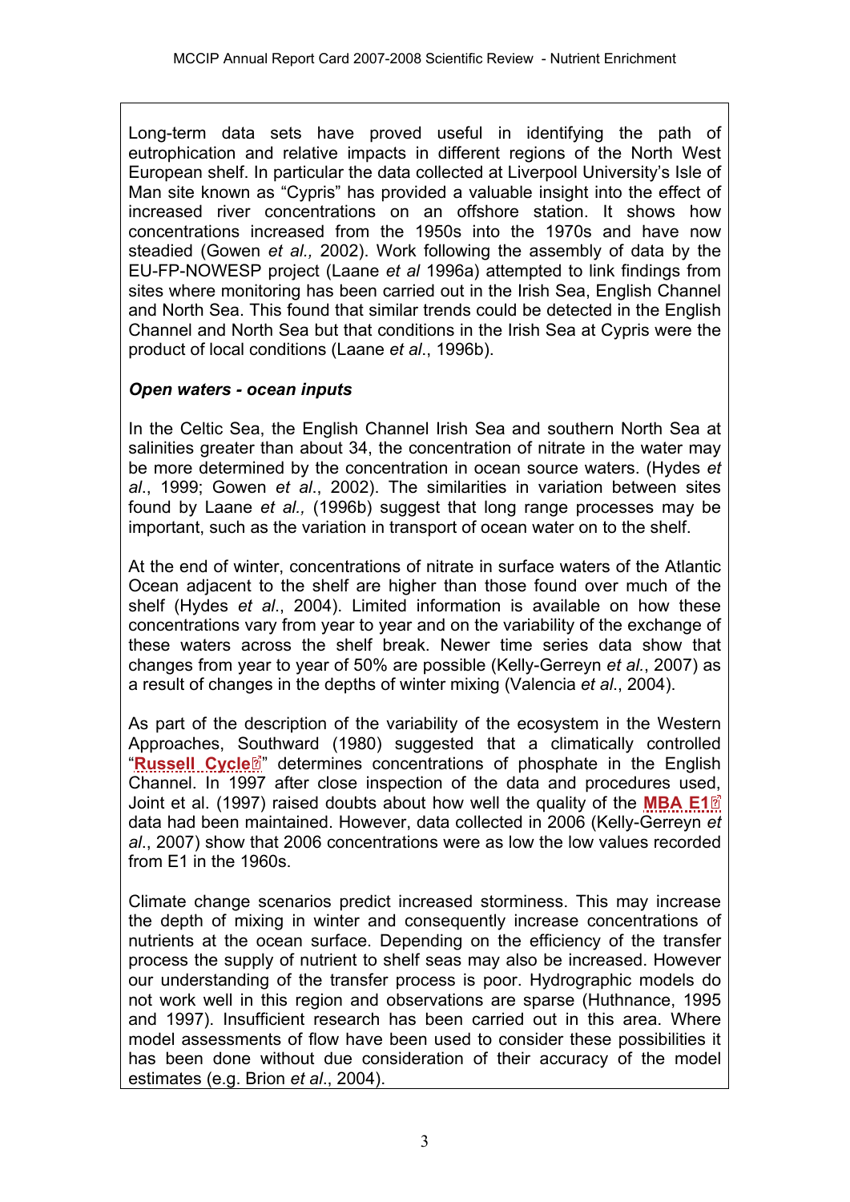Long-term data sets have proved useful in identifying the path of eutrophication and relative impacts in different regions of the North West European shelf. In particular the data collected at Liverpool University's Isle of Man site known as "Cypris" has provided a valuable insight into the effect of increased river concentrations on an offshore station. It shows how concentrations increased from the 1950s into the 1970s and have now steadied (Gowen *et al.,* 2002). Work following the assembly of data by the EU-FP-NOWESP project (Laane *et al* 1996a) attempted to link findings from sites where monitoring has been carried out in the Irish Sea, English Channel and North Sea. This found that similar trends could be detected in the English Channel and North Sea but that conditions in the Irish Sea at Cypris were the product of local conditions (Laane *et al*., 1996b).

***Open waters - ocean inputs***

In the Celtic Sea, the English Channel Irish Sea and southern North Sea at salinities greater than about 34, the concentration of nitrate in the water may be more determined by the concentration in ocean source waters. (Hydes *et al*., 1999; Gowen *et al*., 2002). The similarities in variation between sites found by Laane *et al.,* (1996b) suggest that long range processes may be important, such as the variation in transport of ocean water on to the shelf.

At the end of winter, concentrations of nitrate in surface waters of the Atlantic Ocean adjacent to the shelf are higher than those found over much of the shelf (Hydes *et al*., 2004). Limited information is available on how these concentrations vary from year to year and on the variability of the exchange of these waters across the shelf break. Newer time series data show that changes from year to year of 50% are possible (Kelly-Gerreyn *et al.*, 2007) as a result of changes in the depths of winter mixing (Valencia *et al*., 2004).

As part of the description of the variability of the ecosystem in the Western Approaches, Southward (1980) suggested that a climatically controlled "**Russell Cycle**" determines concentrations of phosphate in the English Channel. In 1997 after close inspection of the data and procedures used, Joint et al. (1997) raised doubts about how well the quality of the **MBA E1** data had been maintained. However, data collected in 2006 (Kelly-Gerreyn *et al*., 2007) show that 2006 concentrations were as low the low values recorded from E1 in the 1960s.

Climate change scenarios predict increased storminess. This may increase the depth of mixing in winter and consequently increase concentrations of nutrients at the ocean surface. Depending on the efficiency of the transfer process the supply of nutrient to shelf seas may also be increased. However our understanding of the transfer process is poor. Hydrographic models do not work well in this region and observations are sparse (Huthnance, 1995 and 1997). Insufficient research has been carried out in this area. Where model assessments of flow have been used to consider these possibilities it has been done without due consideration of their accuracy of the model estimates (e.g. Brion *et al*., 2004).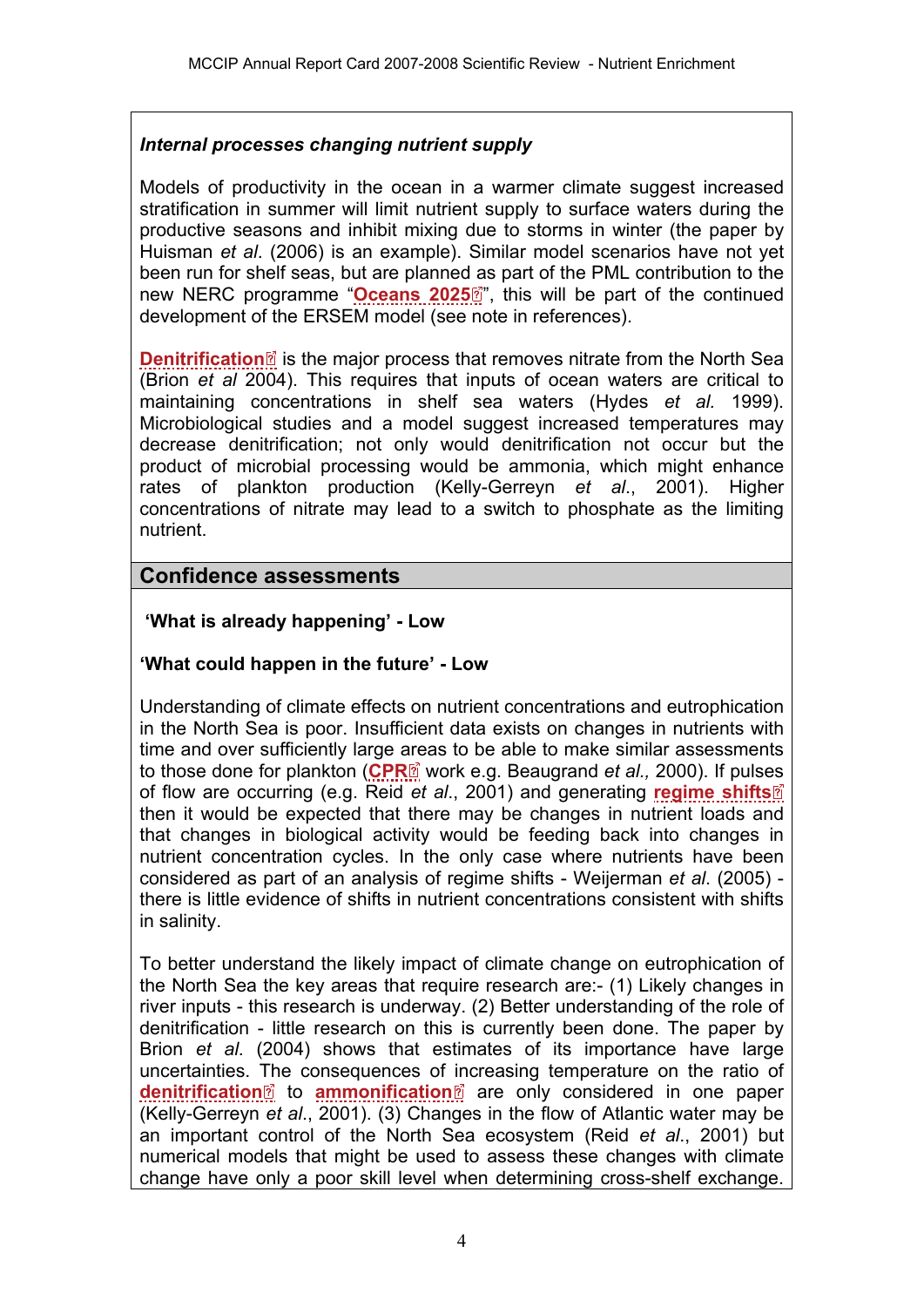### *Internal processes changing nutrient supply*

Models of productivity in the ocean in a warmer climate suggest increased stratification in summer will limit nutrient supply to surface waters during the productive seasons and inhibit mixing due to storms in winter (the paper by Huisman *et al*. (2006) is an example). Similar model scenarios have not yet been run for shelf seas, but are planned as part of the PML contribution to the new NERC programme "**Oceans 2025**", this will be part of the continued development of the ERSEM model (see note in references).

**Denitrification** is the major process that removes nitrate from the North Sea (Brion *et al* 2004). This requires that inputs of ocean waters are critical to maintaining concentrations in shelf sea waters (Hydes *et al.* 1999). Microbiological studies and a model suggest increased temperatures may decrease denitrification; not only would denitrification not occur but the product of microbial processing would be ammonia, which might enhance rates of plankton production (Kelly-Gerreyn *et al*., 2001). Higher concentrations of nitrate may lead to a switch to phosphate as the limiting nutrient.

## Confidence assessments

**'What is already happening' - Low**

**'What could happen in the future' - Low**

Understanding of climate effects on nutrient concentrations and eutrophication in the North Sea is poor. Insufficient data exists on changes in nutrients with time and over sufficiently large areas to be able to make similar assessments to those done for plankton (**CPR** work e.g. Beaugrand *et al.,* 2000). If pulses of flow are occurring (e.g. Reid *et al*., 2001) and generating **regime shifts** then it would be expected that there may be changes in nutrient loads and that changes in biological activity would be feeding back into changes in nutrient concentration cycles. In the only case where nutrients have been considered as part of an analysis of regime shifts - Weijerman *et al*. (2005) - there is little evidence of shifts in nutrient concentrations consistent with shifts in salinity.

To better understand the likely impact of climate change on eutrophication of the North Sea the key areas that require research are:- (1) Likely changes in river inputs - this research is underway. (2) Better understanding of the role of denitrification - little research on this is currently been done. The paper by Brion *et al*. (2004) shows that estimates of its importance have large uncertainties. The consequences of increasing temperature on the ratio of **denitrification** to **ammonification** are only considered in one paper (Kelly-Gerreyn *et al*., 2001). (3) Changes in the flow of Atlantic water may be an important control of the North Sea ecosystem (Reid *et al*., 2001) but numerical models that might be used to assess these changes with climate change have only a poor skill level when determining cross-shelf exchange.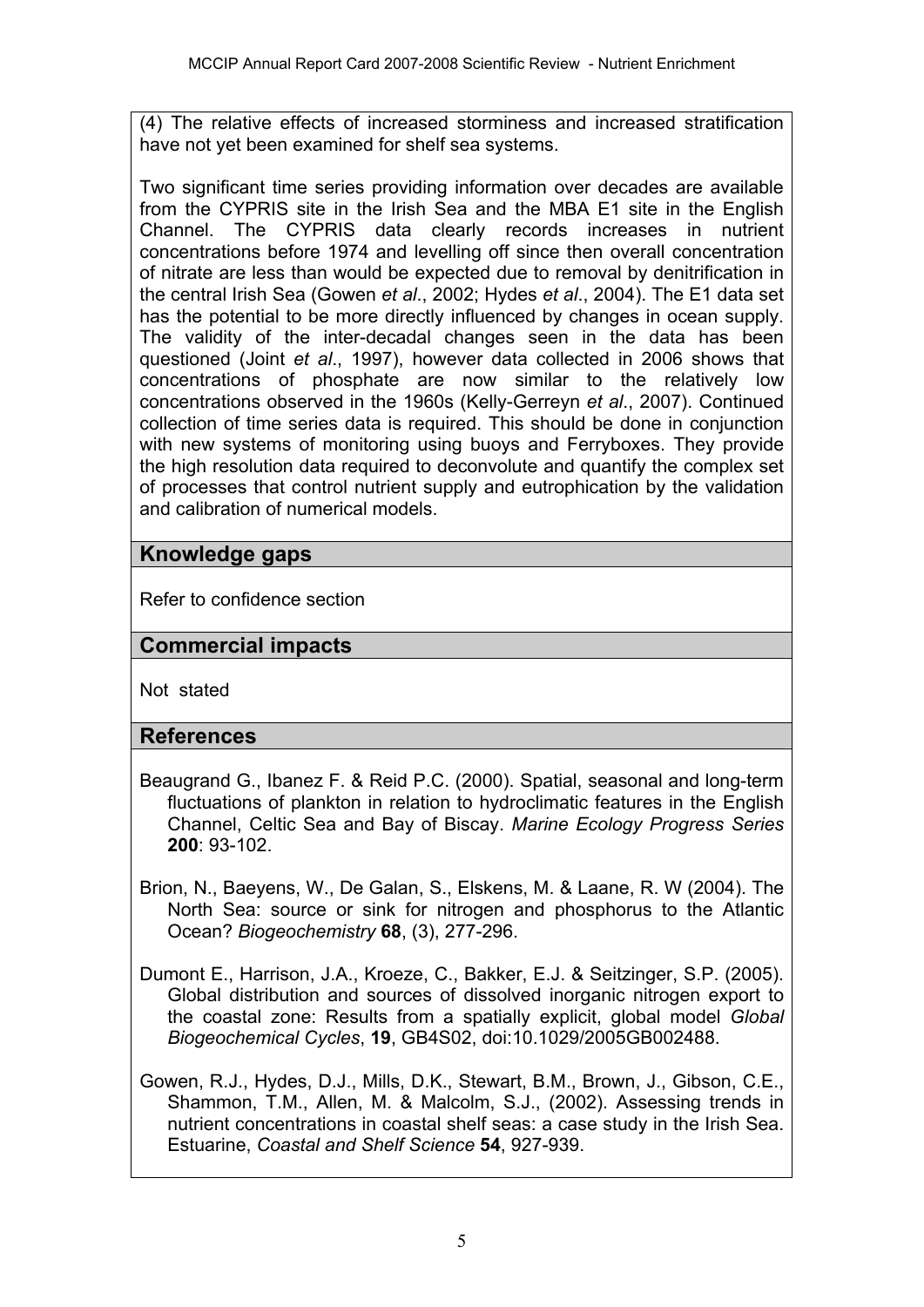(4) The relative effects of increased storminess and increased stratification have not yet been examined for shelf sea systems.

Two significant time series providing information over decades are available from the CYPRIS site in the Irish Sea and the MBA E1 site in the English Channel. The CYPRIS data clearly records increases in nutrient concentrations before 1974 and levelling off since then overall concentration of nitrate are less than would be expected due to removal by denitrification in the central Irish Sea (Gowen *et al*., 2002; Hydes *et al*., 2004). The E1 data set has the potential to be more directly influenced by changes in ocean supply. The validity of the inter-decadal changes seen in the data has been questioned (Joint *et al*., 1997), however data collected in 2006 shows that concentrations of phosphate are now similar to the relatively low concentrations observed in the 1960s (Kelly-Gerreyn *et al*., 2007). Continued collection of time series data is required. This should be done in conjunction with new systems of monitoring using buoys and Ferryboxes. They provide the high resolution data required to deconvolute and quantify the complex set of processes that control nutrient supply and eutrophication by the validation and calibration of numerical models.

## Knowledge gaps

Refer to confidence section

## Commercial impacts

Not stated

## References

Beaugrand G., Ibanez F. & Reid P.C. (2000). Spatial, seasonal and long-term fluctuations of plankton in relation to hydroclimatic features in the English Channel, Celtic Sea and Bay of Biscay. *Marine Ecology Progress Series* **200**: 93-102.

Brion, N., Baeyens, W., De Galan, S., Elskens, M. & Laane, R. W (2004). The North Sea: source or sink for nitrogen and phosphorus to the Atlantic Ocean? *Biogeochemistry* **68**, (3), 277-296.

Dumont E., Harrison, J.A., Kroeze, C., Bakker, E.J. & Seitzinger, S.P. (2005). Global distribution and sources of dissolved inorganic nitrogen export to the coastal zone: Results from a spatially explicit, global model *Global Biogeochemical Cycles*, **19**, GB4S02, doi:10.1029/2005GB002488.

Gowen, R.J., Hydes, D.J., Mills, D.K., Stewart, B.M., Brown, J., Gibson, C.E., Shammon, T.M., Allen, M. & Malcolm, S.J., (2002). Assessing trends in nutrient concentrations in coastal shelf seas: a case study in the Irish Sea. Estuarine, *Coastal and Shelf Science* **54**, 927-939.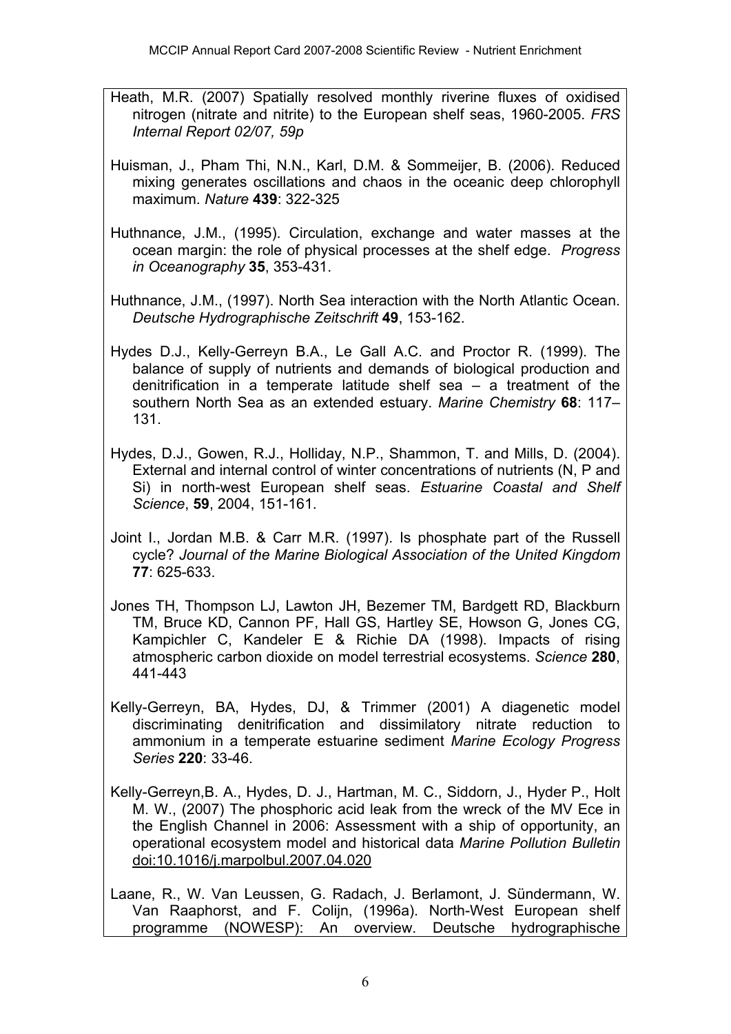Heath, M.R. (2007) Spatially resolved monthly riverine fluxes of oxidised nitrogen (nitrate and nitrite) to the European shelf seas, 1960-2005. *FRS Internal Report 02/07, 59p*

Huisman, J., Pham Thi, N.N., Karl, D.M. & Sommeijer, B. (2006). Reduced mixing generates oscillations and chaos in the oceanic deep chlorophyll maximum. *Nature* **439**: 322-325

Huthnance, J.M., (1995). Circulation, exchange and water masses at the ocean margin: the role of physical processes at the shelf edge. *Progress in Oceanography* **35**, 353-431.

Huthnance, J.M., (1997). North Sea interaction with the North Atlantic Ocean. *Deutsche Hydrographische Zeitschrift* **49**, 153-162.

Hydes D.J., Kelly-Gerreyn B.A., Le Gall A.C. and Proctor R. (1999). The balance of supply of nutrients and demands of biological production and denitrification in a temperate latitude shelf sea – a treatment of the southern North Sea as an extended estuary. *Marine Chemistry* **68**: 117–131.

Hydes, D.J., Gowen, R.J., Holliday, N.P., Shammon, T. and Mills, D. (2004). External and internal control of winter concentrations of nutrients (N, P and Si) in north-west European shelf seas. *Estuarine Coastal and Shelf Science*, **59**, 2004, 151-161.

Joint I., Jordan M.B. & Carr M.R. (1997). Is phosphate part of the Russell cycle? *Journal of the Marine Biological Association of the United Kingdom* **77**: 625-633.

Jones TH, Thompson LJ, Lawton JH, Bezemer TM, Bardgett RD, Blackburn TM, Bruce KD, Cannon PF, Hall GS, Hartley SE, Howson G, Jones CG, Kampichler C, Kandeler E & Richie DA (1998). Impacts of rising atmospheric carbon dioxide on model terrestrial ecosystems. *Science* **280**, 441-443

Kelly-Gerreyn, BA, Hydes, DJ, & Trimmer (2001) A diagenetic model discriminating denitrification and dissimilatory nitrate reduction to ammonium in a temperate estuarine sediment *Marine Ecology Progress Series* **220**: 33-46.

Kelly-Gerreyn,B. A., Hydes, D. J., Hartman, M. C., Siddorn, J., Hyder P., Holt M. W., (2007) The phosphoric acid leak from the wreck of the MV Ece in the English Channel in 2006: Assessment with a ship of opportunity, an operational ecosystem model and historical data *Marine Pollution Bulletin* doi:10.1016/j.marpolbul.2007.04.020

Laane, R., W. Van Leussen, G. Radach, J. Berlamont, J. Sündermann, W. Van Raaphorst, and F. Colijn, (1996a). North-West European shelf programme (NOWESP): An overview. Deutsche hydrographische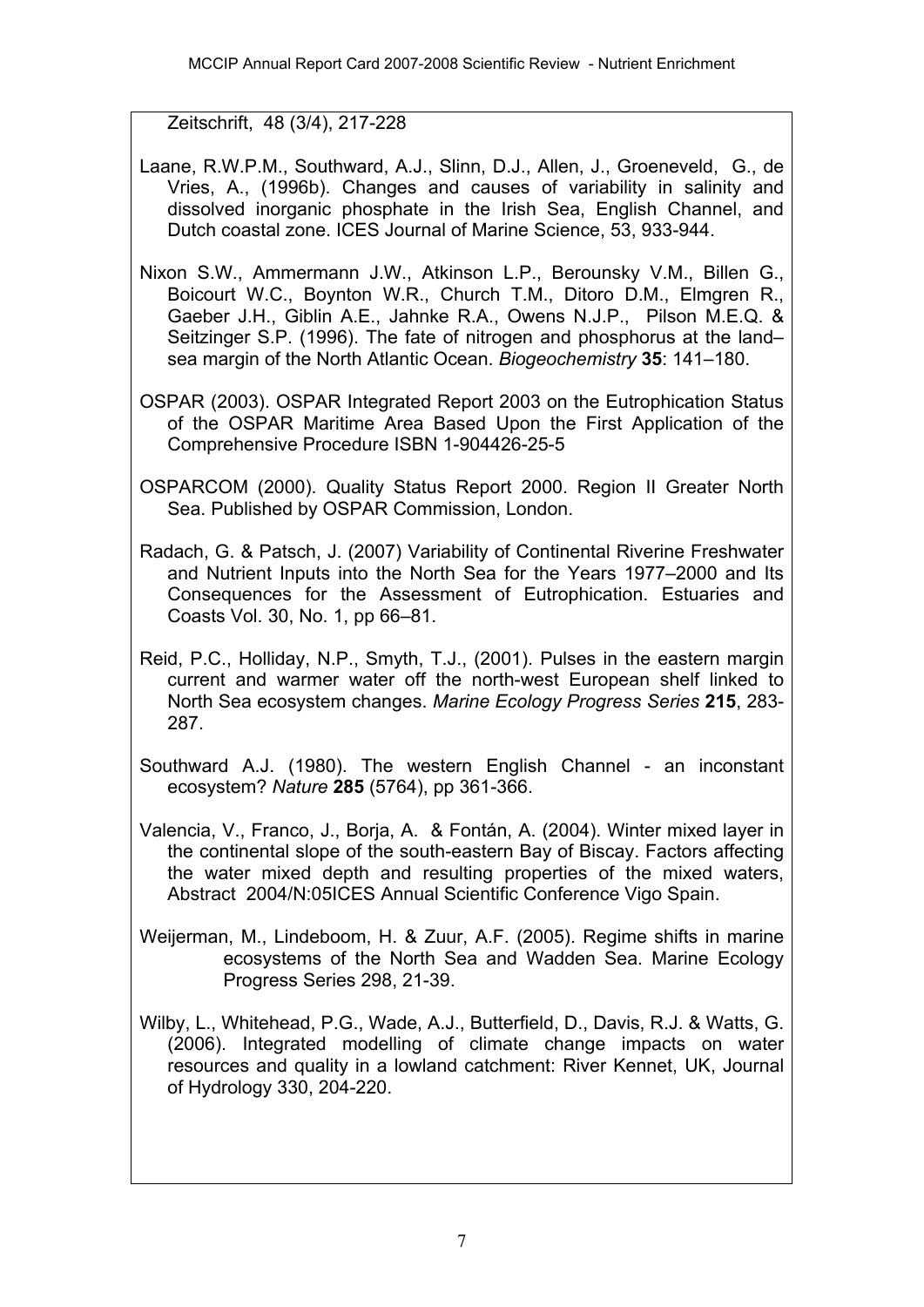Zeitschrift, 48 (3/4), 217-228

Laane, R.W.P.M., Southward, A.J., Slinn, D.J., Allen, J., Groeneveld, G., de Vries, A., (1996b). Changes and causes of variability in salinity and dissolved inorganic phosphate in the Irish Sea, English Channel, and Dutch coastal zone. ICES Journal of Marine Science, 53, 933-944.

Nixon S.W., Ammermann J.W., Atkinson L.P., Berounsky V.M., Billen G., Boicourt W.C., Boynton W.R., Church T.M., Ditoro D.M., Elmgren R., Gaeber J.H., Giblin A.E., Jahnke R.A., Owens N.J.P., Pilson M.E.Q. & Seitzinger S.P. (1996). The fate of nitrogen and phosphorus at the land–sea margin of the North Atlantic Ocean. *Biogeochemistry* **35**: 141–180.

OSPAR (2003). OSPAR Integrated Report 2003 on the Eutrophication Status of the OSPAR Maritime Area Based Upon the First Application of the Comprehensive Procedure ISBN 1-904426-25-5

OSPARCOM (2000). Quality Status Report 2000. Region II Greater North Sea. Published by OSPAR Commission, London.

Radach, G. & Patsch, J. (2007) Variability of Continental Riverine Freshwater and Nutrient Inputs into the North Sea for the Years 1977–2000 and Its Consequences for the Assessment of Eutrophication. Estuaries and Coasts Vol. 30, No. 1, pp 66–81.

Reid, P.C., Holliday, N.P., Smyth, T.J., (2001). Pulses in the eastern margin current and warmer water off the north-west European shelf linked to North Sea ecosystem changes. *Marine Ecology Progress Series* **215**, 283-287.

Southward A.J. (1980). The western English Channel - an inconstant ecosystem? *Nature* **285** (5764), pp 361-366.

Valencia, V., Franco, J., Borja, A. & Fontán, A. (2004). Winter mixed layer in the continental slope of the south-eastern Bay of Biscay. Factors affecting the water mixed depth and resulting properties of the mixed waters, Abstract 2004/N:05ICES Annual Scientific Conference Vigo Spain.

Weijerman, M., Lindeboom, H. & Zuur, A.F. (2005). Regime shifts in marine ecosystems of the North Sea and Wadden Sea. Marine Ecology Progress Series 298, 21-39.

Wilby, L., Whitehead, P.G., Wade, A.J., Butterfield, D., Davis, R.J. & Watts, G. (2006). Integrated modelling of climate change impacts on water resources and quality in a lowland catchment: River Kennet, UK, Journal of Hydrology 330, 204-220.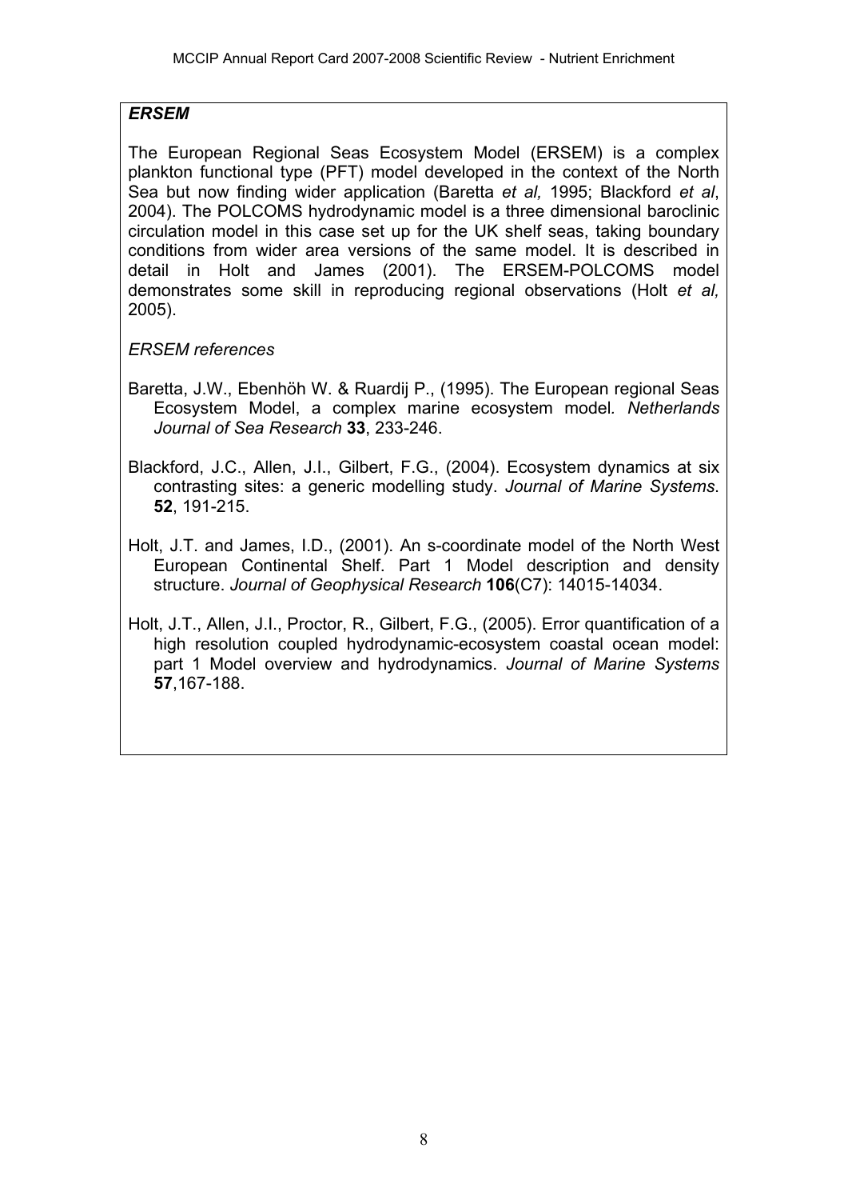### *ERSEM*

The European Regional Seas Ecosystem Model (ERSEM) is a complex plankton functional type (PFT) model developed in the context of the North Sea but now finding wider application (Baretta *et al,* 1995; Blackford *et al*, 2004). The POLCOMS hydrodynamic model is a three dimensional baroclinic circulation model in this case set up for the UK shelf seas, taking boundary conditions from wider area versions of the same model. It is described in detail in Holt and James (2001). The ERSEM-POLCOMS model demonstrates some skill in reproducing regional observations (Holt *et al,* 2005).

*ERSEM references*

Baretta, J.W., Ebenhöh W. & Ruardij P., (1995). The European regional Seas Ecosystem Model, a complex marine ecosystem model. *Netherlands Journal of Sea Research* **33**, 233-246.

Blackford, J.C., Allen, J.I., Gilbert, F.G., (2004). Ecosystem dynamics at six contrasting sites: a generic modelling study. *Journal of Marine Systems*. **52**, 191-215.

Holt, J.T. and James, I.D., (2001). An s-coordinate model of the North West European Continental Shelf. Part 1 Model description and density structure. *Journal of Geophysical Research* **106**(C7): 14015-14034.

Holt, J.T., Allen, J.I., Proctor, R., Gilbert, F.G., (2005). Error quantification of a high resolution coupled hydrodynamic-ecosystem coastal ocean model: part 1 Model overview and hydrodynamics. *Journal of Marine Systems* **57**,167-188.